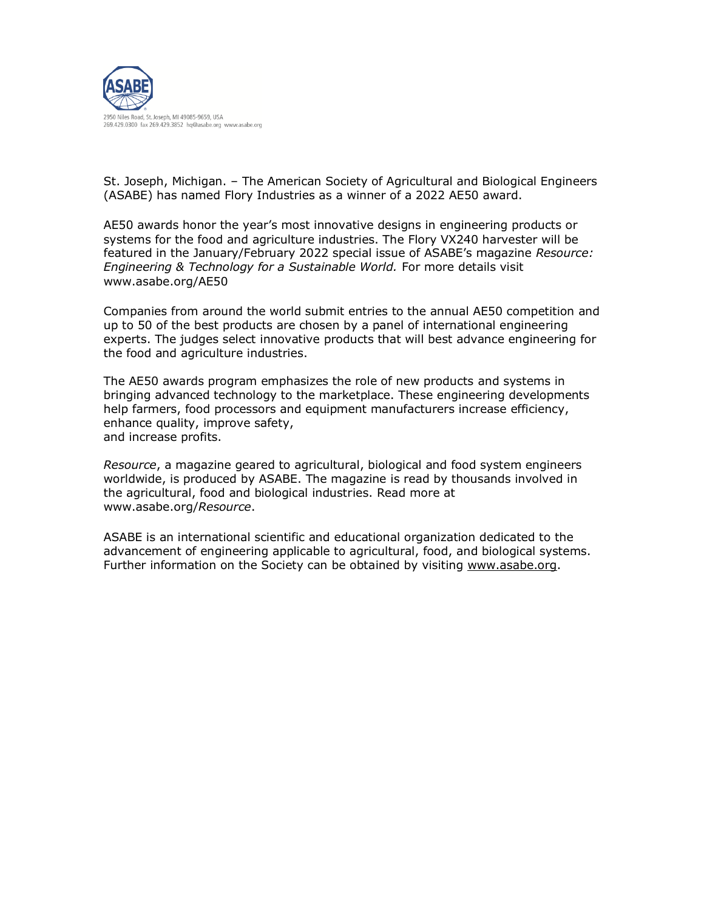ASABE

2950 Niles Road, St. Joseph, MI 49085-9659, USA
269.429.0300 fax 269.429.3852 hq@asabe.org www.asabe.org

St. Joseph, Michigan. – The American Society of Agricultural and Biological Engineers (ASABE) has named Flory Industries as a winner of a 2022 AE50 award.

AE50 awards honor the year's most innovative designs in engineering products or systems for the food and agriculture industries. The Flory VX240 harvester will be featured in the January/February 2022 special issue of ASABE's magazine *Resource: Engineering & Technology for a Sustainable World.* For more details visit www.asabe.org/AE50

Companies from around the world submit entries to the annual AE50 competition and up to 50 of the best products are chosen by a panel of international engineering experts. The judges select innovative products that will best advance engineering for the food and agriculture industries.

The AE50 awards program emphasizes the role of new products and systems in bringing advanced technology to the marketplace. These engineering developments help farmers, food processors and equipment manufacturers increase efficiency, enhance quality, improve safety, and increase profits.

*Resource*, a magazine geared to agricultural, biological and food system engineers worldwide, is produced by ASABE. The magazine is read by thousands involved in the agricultural, food and biological industries. Read more at www.asabe.org/*Resource*.

ASABE is an international scientific and educational organization dedicated to the advancement of engineering applicable to agricultural, food, and biological systems. Further information on the Society can be obtained by visiting www.asabe.org.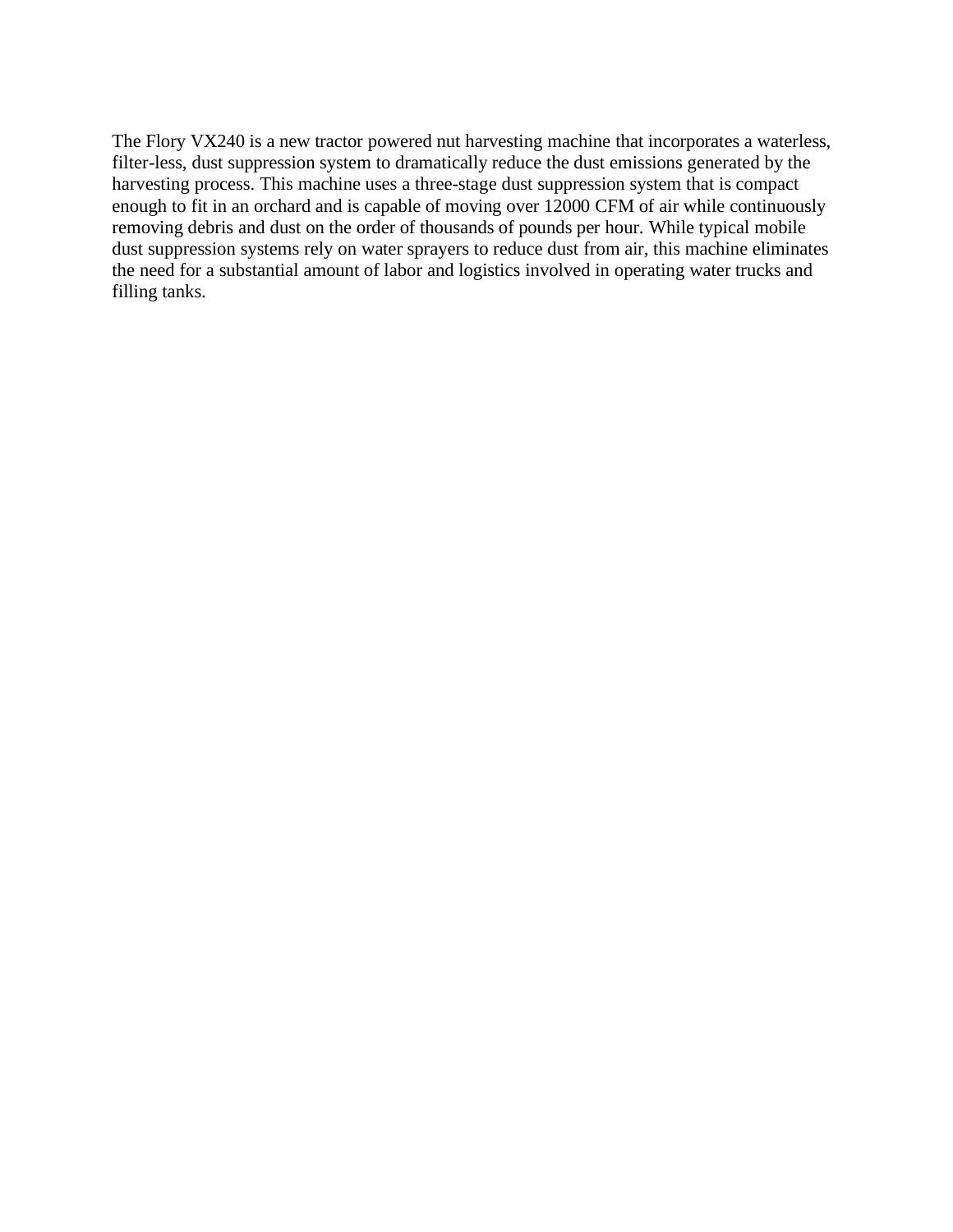The Flory VX240 is a new tractor powered nut harvesting machine that incorporates a waterless, filter-less, dust suppression system to dramatically reduce the dust emissions generated by the harvesting process. This machine uses a three-stage dust suppression system that is compact enough to fit in an orchard and is capable of moving over 12000 CFM of air while continuously removing debris and dust on the order of thousands of pounds per hour. While typical mobile dust suppression systems rely on water sprayers to reduce dust from air, this machine eliminates the need for a substantial amount of labor and logistics involved in operating water trucks and filling tanks.